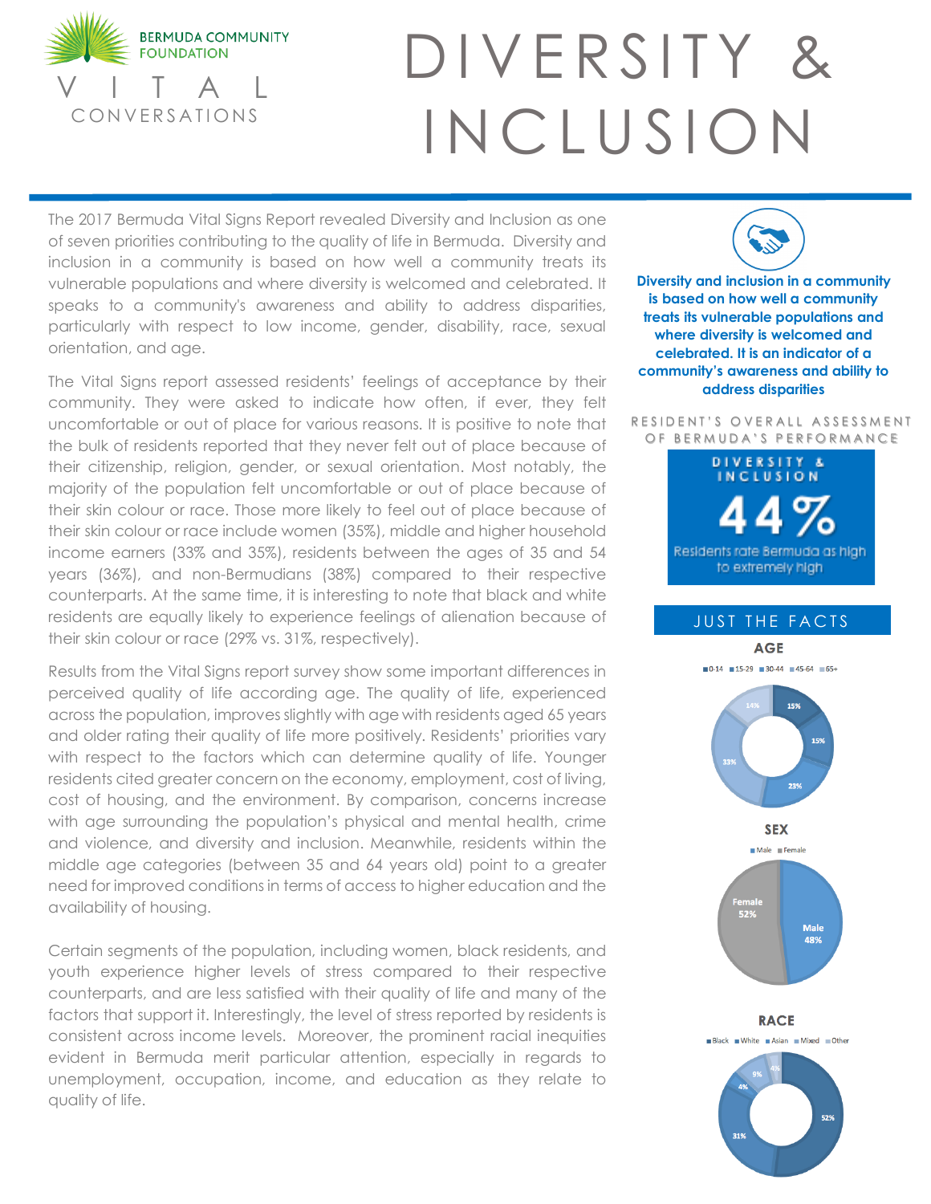BERMUDA COMMUNITY FOUNDATION

VITAL CONVERSATIONS

# DIVERSITY & INCLUSION

The 2017 Bermuda Vital Signs Report revealed Diversity and Inclusion as one of seven priorities contributing to the quality of life in Bermuda. Diversity and inclusion in a community is based on how well a community treats its vulnerable populations and where diversity is welcomed and celebrated. It speaks to a community's awareness and ability to address disparities, particularly with respect to low income, gender, disability, race, sexual orientation, and age.

The Vital Signs report assessed residents' feelings of acceptance by their community. They were asked to indicate how often, if ever, they felt uncomfortable or out of place for various reasons. It is positive to note that the bulk of residents reported that they never felt out of place because of their citizenship, religion, gender, or sexual orientation. Most notably, the majority of the population felt uncomfortable or out of place because of their skin colour or race. Those more likely to feel out of place because of their skin colour or race include women (35%), middle and higher household income earners (33% and 35%), residents between the ages of 35 and 54 years (36%), and non-Bermudians (38%) compared to their respective counterparts. At the same time, it is interesting to note that black and white residents are equally likely to experience feelings of alienation because of their skin colour or race (29% vs. 31%, respectively).

Results from the Vital Signs report survey show some important differences in perceived quality of life according age. The quality of life, experienced across the population, improves slightly with age with residents aged 65 years and older rating their quality of life more positively. Residents' priorities vary with respect to the factors which can determine quality of life. Younger residents cited greater concern on the economy, employment, cost of living, cost of housing, and the environment. By comparison, concerns increase with age surrounding the population's physical and mental health, crime and violence, and diversity and inclusion. Meanwhile, residents within the middle age categories (between 35 and 64 years old) point to a greater need for improved conditions in terms of access to higher education and the availability of housing.

Certain segments of the population, including women, black residents, and youth experience higher levels of stress compared to their respective counterparts, and are less satisfied with their quality of life and many of the factors that support it. Interestingly, the level of stress reported by residents is consistent across income levels. Moreover, the prominent racial inequities evident in Bermuda merit particular attention, especially in regards to unemployment, occupation, income, and education as they relate to quality of life.

**Diversity and inclusion in a community is based on how well a community treats its vulnerable populations and where diversity is welcomed and celebrated. It is an indicator of a community's awareness and ability to address disparities**

RESIDENT'S OVERALL ASSESSMENT OF BERMUDA'S PERFORMANCE

**DIVERSITY & INCLUSION**

**44%**

Residents rate Bermuda as high to extremely high

## JUST THE FACTS

### AGE

| 0-14 | 15-29 | 30-44 | 45-64 | 65+ |
|---|---|---|---|---|
| 15% | 15% | 23% | 33% | 14% |

### SEX

| Male | Female |
|---|---|
| 48% | 52% |

### RACE

| Black | White | Asian | Mixed | Other |
|---|---|---|---|---|
| 52% | 31% | 4% | 9% | 4% |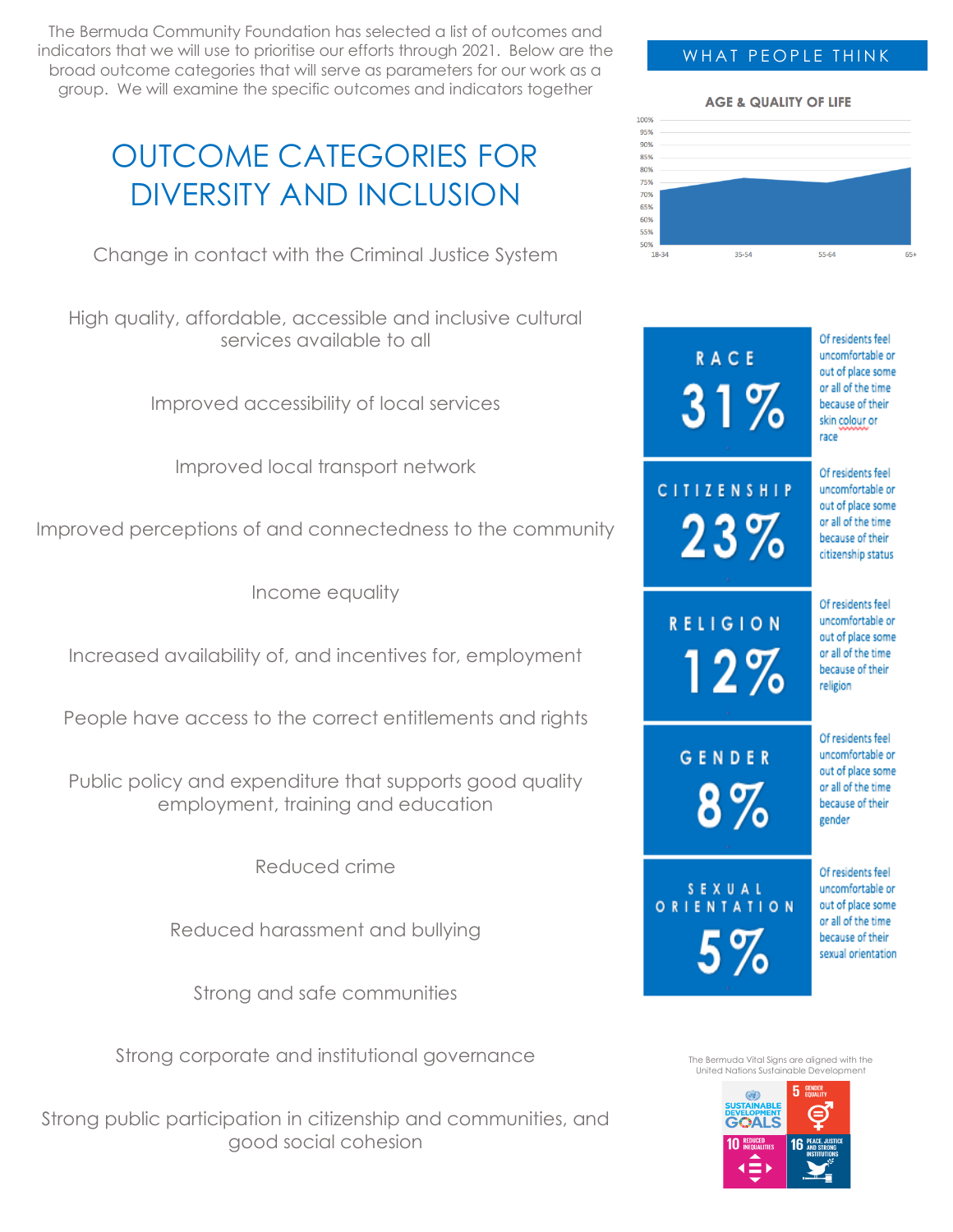The Bermuda Community Foundation has selected a list of outcomes and indicators that we will use to prioritise our efforts through 2021. Below are the broad outcome categories that will serve as parameters for our work as a group. We will examine the specific outcomes and indicators together

# OUTCOME CATEGORIES FOR DIVERSITY AND INCLUSION

Change in contact with the Criminal Justice System

High quality, affordable, accessible and inclusive cultural services available to all

Improved accessibility of local services

Improved local transport network

Improved perceptions of and connectedness to the community

Income equality

Increased availability of, and incentives for, employment

People have access to the correct entitlements and rights

Public policy and expenditure that supports good quality employment, training and education

Reduced crime

Reduced harassment and bullying

Strong and safe communities

Strong corporate and institutional governance

Strong public participation in citizenship and communities, and good social cohesion

## WHAT PEOPLE THINK

**AGE & QUALITY OF LIFE**

100%
95%
90%
85%
80%
75%
70%
65%
60%
55%
50%

18-34
35-54
55-64
65+

**RACE**
**31%**
Of residents feel uncomfortable or out of place some or all of the time because of their skin colour or race

**CITIZENSHIP**
**23%**
Of residents feel uncomfortable or out of place some or all of the time because of their citizenship status

**RELIGION**
**12%**
Of residents feel uncomfortable or out of place some or all of the time because of their religion

**GENDER**
**8%**
Of residents feel uncomfortable or out of place some or all of the time because of their gender

**SEXUAL ORIENTATION**
**5%**
Of residents feel uncomfortable or out of place some or all of the time because of their sexual orientation

The Bermuda Vital Signs are aligned with the United Nations Sustainable Development

SUSTAINABLE DEVELOPMENT GOALS
5 GENDER EQUALITY
10 REDUCED INEQUALITIES
16 PEACE, JUSTICE AND STRONG INSTITUTIONS